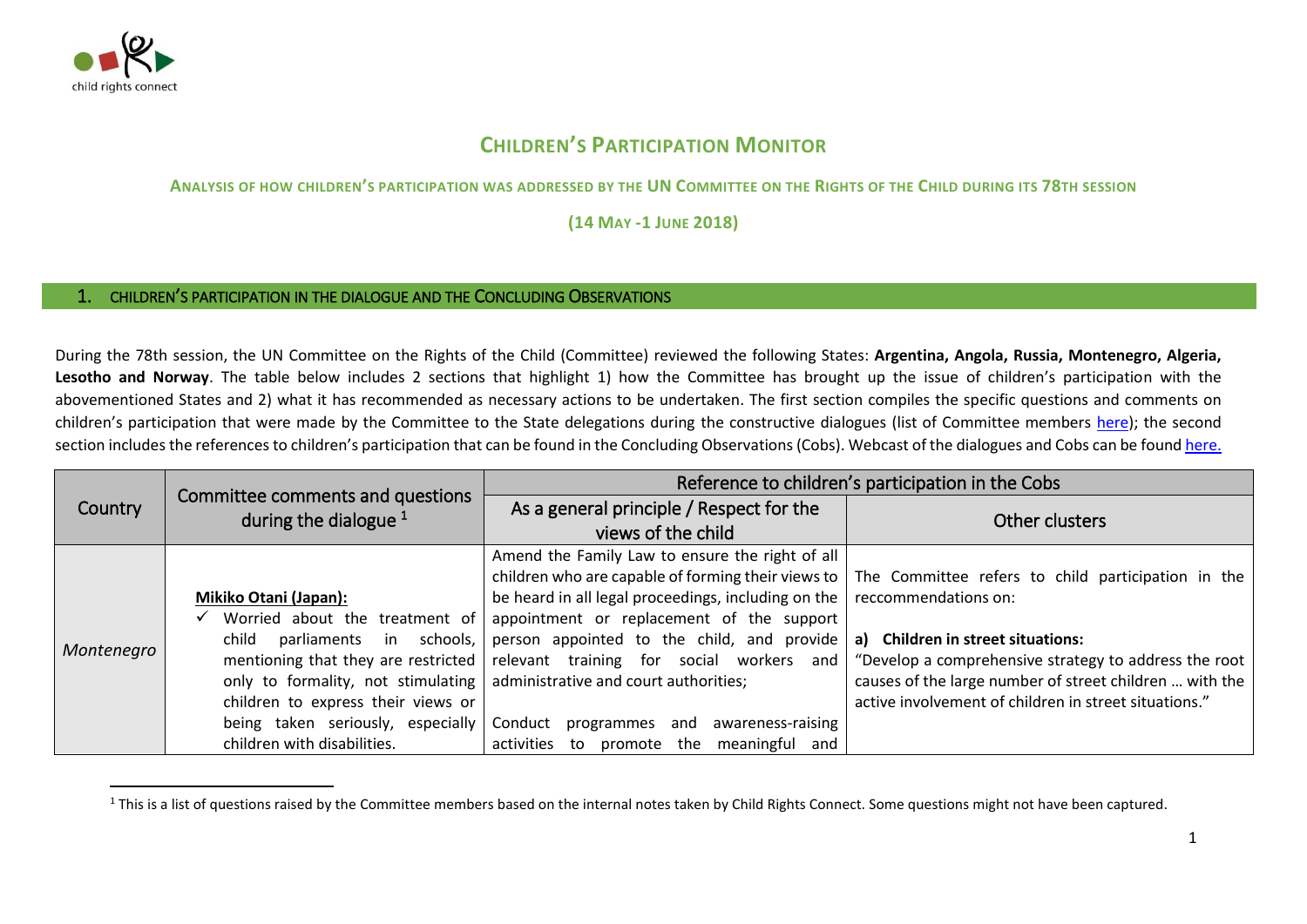# CHILDREN'S PARTICIPATION MONITOR

**ANALYSIS OF HOW CHILDREN'S PARTICIPATION WAS ADDRESSED BY THE UN COMMITTEE ON THE RIGHTS OF THE CHILD DURING ITS 78TH SESSION**

**(14 MAY -1 JUNE 2018)**

## 1. CHILDREN'S PARTICIPATION IN THE DIALOGUE AND THE CONCLUDING OBSERVATIONS

During the 78th session, the UN Committee on the Rights of the Child (Committee) reviewed the following States: **Argentina, Angola, Russia, Montenegro, Algeria, Lesotho and Norway**. The table below includes 2 sections that highlight 1) how the Committee has brought up the issue of children's participation with the abovementioned States and 2) what it has recommended as necessary actions to be undertaken. The first section compiles the specific questions and comments on children's participation that were made by the Committee to the State delegations during the constructive dialogues (list of Committee members here); the second section includes the references to children's participation that can be found in the Concluding Observations (Cobs). Webcast of the dialogues and Cobs can be found here.

| Country | Committee comments and questions during the dialogue [1] | Reference to children's participation in the Cobs | |
|---|---|---|---|
| | | As a general principle / Respect for the views of the child | Other clusters |
| *Montenegro* | **Mikiko Otani (Japan):**<br>✓ Worried about the treatment of child parliaments in schools, mentioning that they are restricted only to formality, not stimulating children to express their views or being taken seriously, especially children with disabilities. | Amend the Family Law to ensure the right of all children who are capable of forming their views to be heard in all legal proceedings, including on the appointment or replacement of the support person appointed to the child, and provide relevant training for social workers and administrative and court authorities;<br><br>Conduct programmes and awareness-raising activities to promote the meaningful and | The Committee refers to child participation in the reccommendations on:<br><br>**a) Children in street situations:**<br>"Develop a comprehensive strategy to address the root causes of the large number of street children … with the active involvement of children in street situations." |

[1] This is a list of questions raised by the Committee members based on the internal notes taken by Child Rights Connect. Some questions might not have been captured.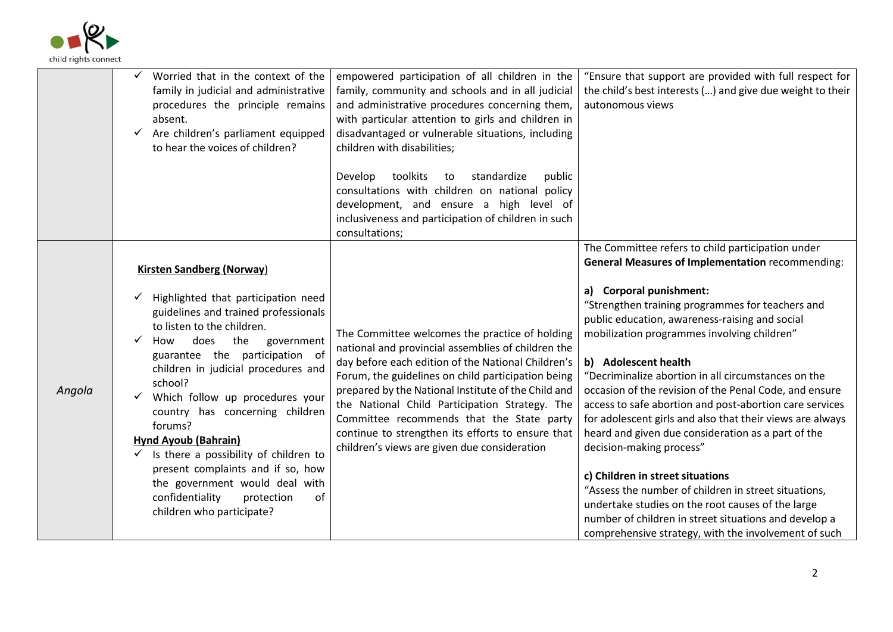| | | | |
|---|---|---|---|
| | ✓ Worried that in the context of the family in judicial and administrative procedures the principle remains absent.<br>✓ Are children's parliament equipped to hear the voices of children? | empowered participation of all children in the family, community and schools and in all judicial and administrative procedures concerning them, with particular attention to girls and children in disadvantaged or vulnerable situations, including children with disabilities;<br><br>Develop toolkits to standardize public consultations with children on national policy development, and ensure a high level of inclusiveness and participation of children in such consultations; | "Ensure that support are provided with full respect for the child's best interests (…) and give due weight to their autonomous views |
| *Angola* | **Kirsten Sandberg (Norway)**<br><br>✓ Highlighted that participation need guidelines and trained professionals to listen to the children.<br>✓ How does the government guarantee the participation of children in judicial procedures and school?<br>✓ Which follow up procedures your country has concerning children forums?<br>**Hynd Ayoub (Bahrain)**<br>✓ Is there a possibility of children to present complaints and if so, how the government would deal with confidentiality protection of children who participate? | The Committee welcomes the practice of holding national and provincial assemblies of children the day before each edition of the National Children's Forum, the guidelines on child participation being prepared by the National Institute of the Child and the National Child Participation Strategy. The Committee recommends that the State party continue to strengthen its efforts to ensure that children's views are given due consideration | The Committee refers to child participation under **General Measures of Implementation** recommending:<br><br>**a) Corporal punishment:**<br>"Strengthen training programmes for teachers and public education, awareness-raising and social mobilization programmes involving children"<br><br>**b) Adolescent health**<br>"Decriminalize abortion in all circumstances on the occasion of the revision of the Penal Code, and ensure access to safe abortion and post-abortion care services for adolescent girls and also that their views are always heard and given due consideration as a part of the decision-making process"<br><br>**c) Children in street situations**<br>"Assess the number of children in street situations, undertake studies on the root causes of the large number of children in street situations and develop a comprehensive strategy, with the involvement of such |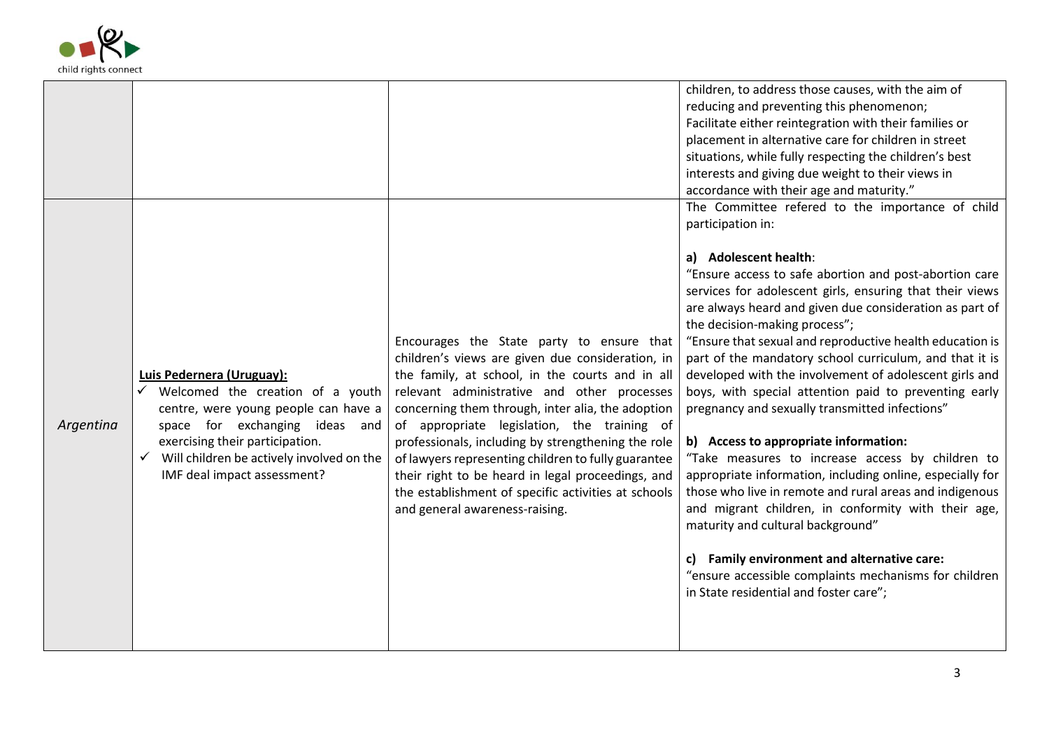| | | | |
|---|---|---|---|
| | | | children, to address those causes, with the aim of reducing and preventing this phenomenon; Facilitate either reintegration with their families or placement in alternative care for children in street situations, while fully respecting the children's best interests and giving due weight to their views in accordance with their age and maturity." |
| *Argentina* | **Luis Pedernera (Uruguay):**<br>✓ Welcomed the creation of a youth centre, were young people can have a space for exchanging ideas and exercising their participation.<br>✓ Will children be actively involved on the IMF deal impact assessment? | Encourages the State party to ensure that children's views are given due consideration, in the family, at school, in the courts and in all relevant administrative and other processes concerning them through, inter alia, the adoption of appropriate legislation, the training of professionals, including by strengthening the role of lawyers representing children to fully guarantee their right to be heard in legal proceedings, and the establishment of specific activities at schools and general awareness-raising. | The Committee refered to the importance of child participation in:<br><br>**a) Adolescent health**:<br>"Ensure access to safe abortion and post-abortion care services for adolescent girls, ensuring that their views are always heard and given due consideration as part of the decision-making process";<br>"Ensure that sexual and reproductive health education is part of the mandatory school curriculum, and that it is developed with the involvement of adolescent girls and boys, with special attention paid to preventing early pregnancy and sexually transmitted infections"<br><br>**b) Access to appropriate information:**<br>"Take measures to increase access by children to appropriate information, including online, especially for those who live in remote and rural areas and indigenous and migrant children, in conformity with their age, maturity and cultural background"<br><br>**c) Family environment and alternative care:**<br>"ensure accessible complaints mechanisms for children in State residential and foster care"; |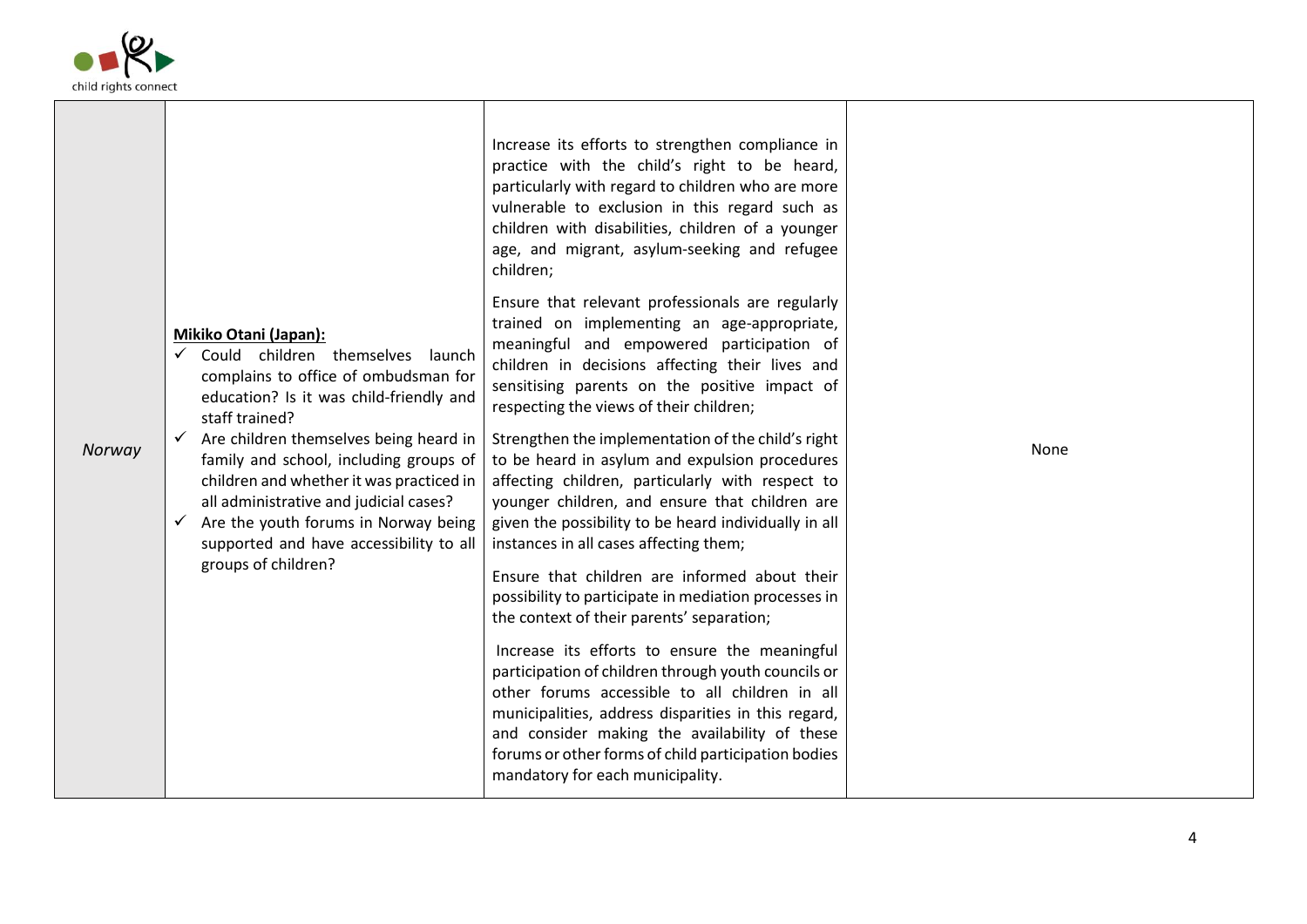| Norway | Mikiko Otani (Japan): | | |
|---|---|---|---|
| *Norway* | **Mikiko Otani (Japan):**<br>✓ Could children themselves launch complains to office of ombudsman for education? Is it was child-friendly and staff trained?<br>✓ Are children themselves being heard in family and school, including groups of children and whether it was practiced in all administrative and judicial cases?<br>✓ Are the youth forums in Norway being supported and have accessibility to all groups of children? | Increase its efforts to strengthen compliance in practice with the child's right to be heard, particularly with regard to children who are more vulnerable to exclusion in this regard such as children with disabilities, children of a younger age, and migrant, asylum-seeking and refugee children;<br><br>Ensure that relevant professionals are regularly trained on implementing an age-appropriate, meaningful and empowered participation of children in decisions affecting their lives and sensitising parents on the positive impact of respecting the views of their children;<br><br>Strengthen the implementation of the child's right to be heard in asylum and expulsion procedures affecting children, particularly with respect to younger children, and ensure that children are given the possibility to be heard individually in all instances in all cases affecting them;<br><br>Ensure that children are informed about their possibility to participate in mediation processes in the context of their parents' separation;<br><br>Increase its efforts to ensure the meaningful participation of children through youth councils or other forums accessible to all children in all municipalities, address disparities in this regard, and consider making the availability of these forums or other forms of child participation bodies mandatory for each municipality. | None |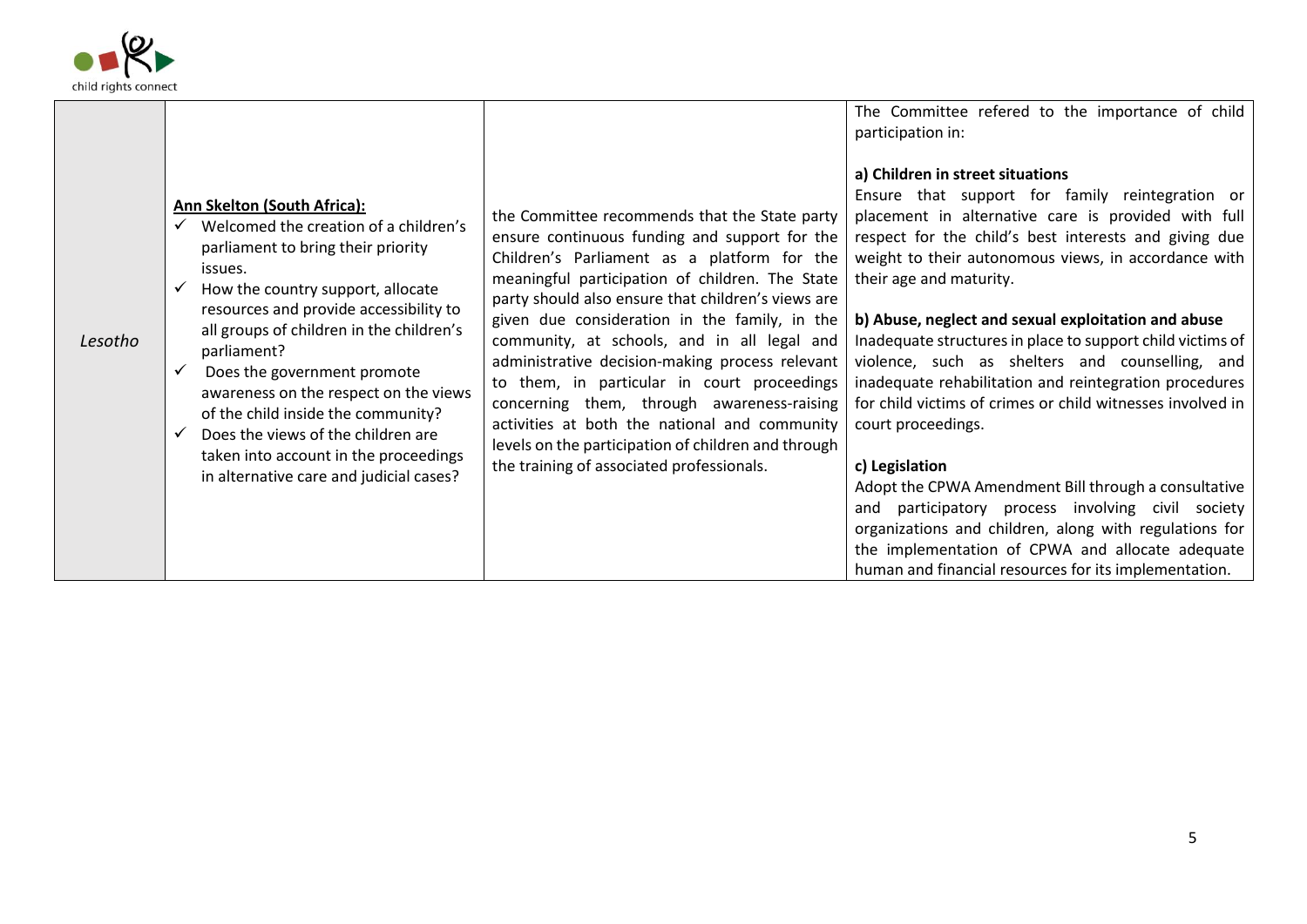| Lesotho | **Ann Skelton (South Africa):**<br>✓ Welcomed the creation of a children's parliament to bring their priority issues.<br>✓ How the country support, allocate resources and provide accessibility to all groups of children in the children's parliament?<br>✓ Does the government promote awareness on the respect on the views of the child inside the community?<br>✓ Does the views of the children are taken into account in the proceedings in alternative care and judicial cases? | the Committee recommends that the State party ensure continuous funding and support for the Children's Parliament as a platform for the meaningful participation of children. The State party should also ensure that children's views are given due consideration in the family, in the community, at schools, and in all legal and administrative decision-making process relevant to them, in particular in court proceedings concerning them, through awareness-raising activities at both the national and community levels on the participation of children and through the training of associated professionals. | The Committee refered to the importance of child participation in:<br><br>**a) Children in street situations**<br>Ensure that support for family reintegration or placement in alternative care is provided with full respect for the child's best interests and giving due weight to their autonomous views, in accordance with their age and maturity.<br><br>**b) Abuse, neglect and sexual exploitation and abuse**<br>Inadequate structures in place to support child victims of violence, such as shelters and counselling, and inadequate rehabilitation and reintegration procedures for child victims of crimes or child witnesses involved in court proceedings.<br><br>**c) Legislation**<br>Adopt the CPWA Amendment Bill through a consultative and participatory process involving civil society organizations and children, along with regulations for the implementation of CPWA and allocate adequate human and financial resources for its implementation. |
|---|---|---|---|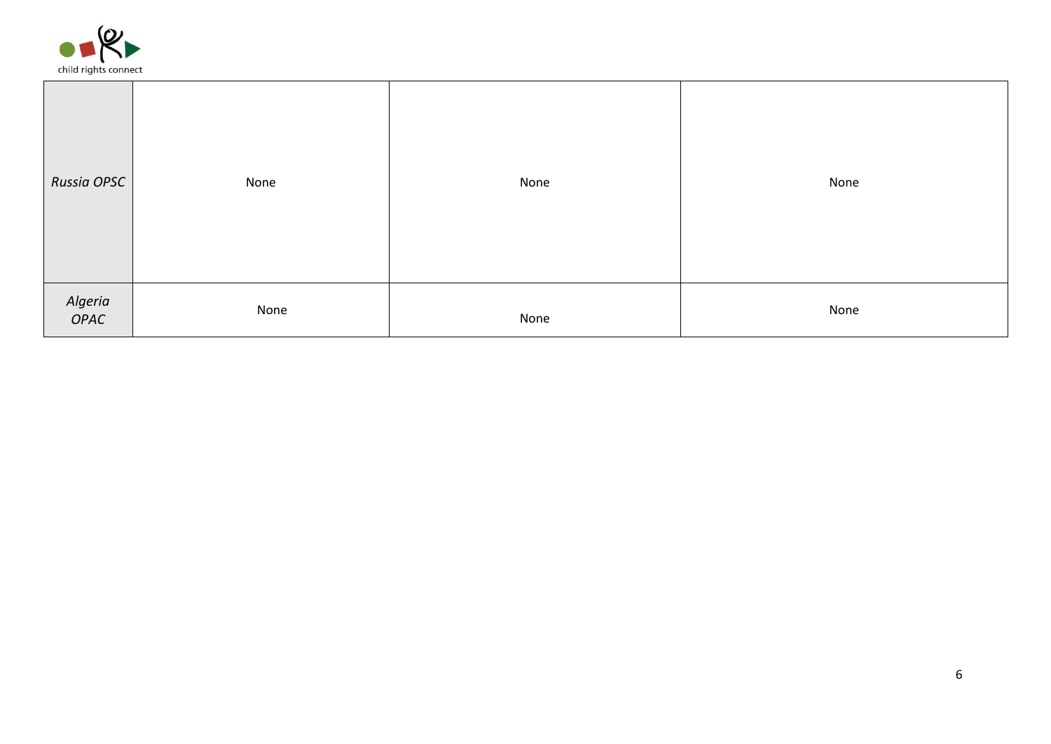| | | | |
|---|---|---|---|
| *Russia OPSC* | None | None | None |
| *Algeria OPAC* | None | None | None |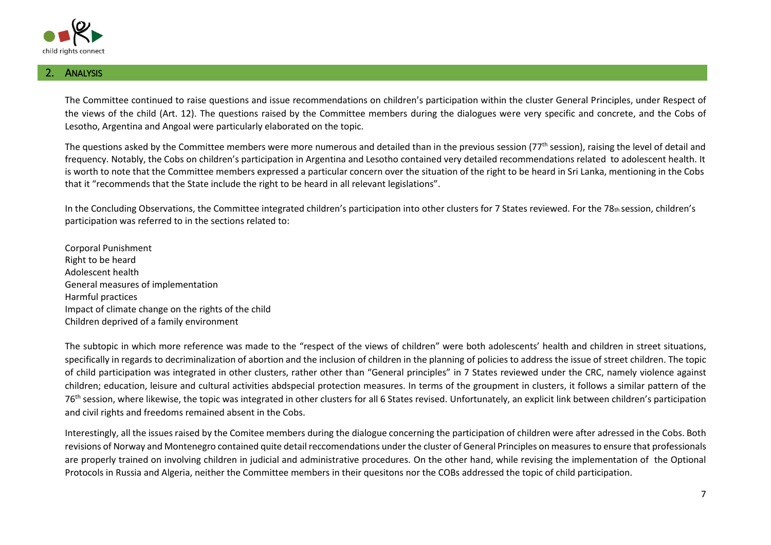## 2. ANALYSIS

The Committee continued to raise questions and issue recommendations on children's participation within the cluster General Principles, under Respect of the views of the child (Art. 12). The questions raised by the Committee members during the dialogues were very specific and concrete, and the Cobs of Lesotho, Argentina and Angoal were particularly elaborated on the topic.

The questions asked by the Committee members were more numerous and detailed than in the previous session (77th session), raising the level of detail and frequency. Notably, the Cobs on children's participation in Argentina and Lesotho contained very detailed recommendations related to adolescent health. It is worth to note that the Committee members expressed a particular concern over the situation of the right to be heard in Sri Lanka, mentioning in the Cobs that it "recommends that the State include the right to be heard in all relevant legislations".

In the Concluding Observations, the Committee integrated children's participation into other clusters for 7 States reviewed. For the 78th session, children's participation was referred to in the sections related to:

Corporal Punishment
Right to be heard
Adolescent health
General measures of implementation
Harmful practices
Impact of climate change on the rights of the child
Children deprived of a family environment

The subtopic in which more reference was made to the "respect of the views of children" were both adolescents' health and children in street situations, specifically in regards to decriminalization of abortion and the inclusion of children in the planning of policies to address the issue of street children. The topic of child participation was integrated in other clusters, rather other than "General principles" in 7 States reviewed under the CRC, namely violence against children; education, leisure and cultural activities abdspecial protection measures. In terms of the groupment in clusters, it follows a similar pattern of the 76th session, where likewise, the topic was integrated in other clusters for all 6 States revised. Unfortunately, an explicit link between children's participation and civil rights and freedoms remained absent in the Cobs.

Interestingly, all the issues raised by the Comitee members during the dialogue concerning the participation of children were after adressed in the Cobs. Both revisions of Norway and Montenegro contained quite detail reccomendations under the cluster of General Principles on measures to ensure that professionals are properly trained on involving children in judicial and administrative procedures. On the other hand, while revising the implementation of the Optional Protocols in Russia and Algeria, neither the Committee members in their quesitons nor the COBs addressed the topic of child participation.